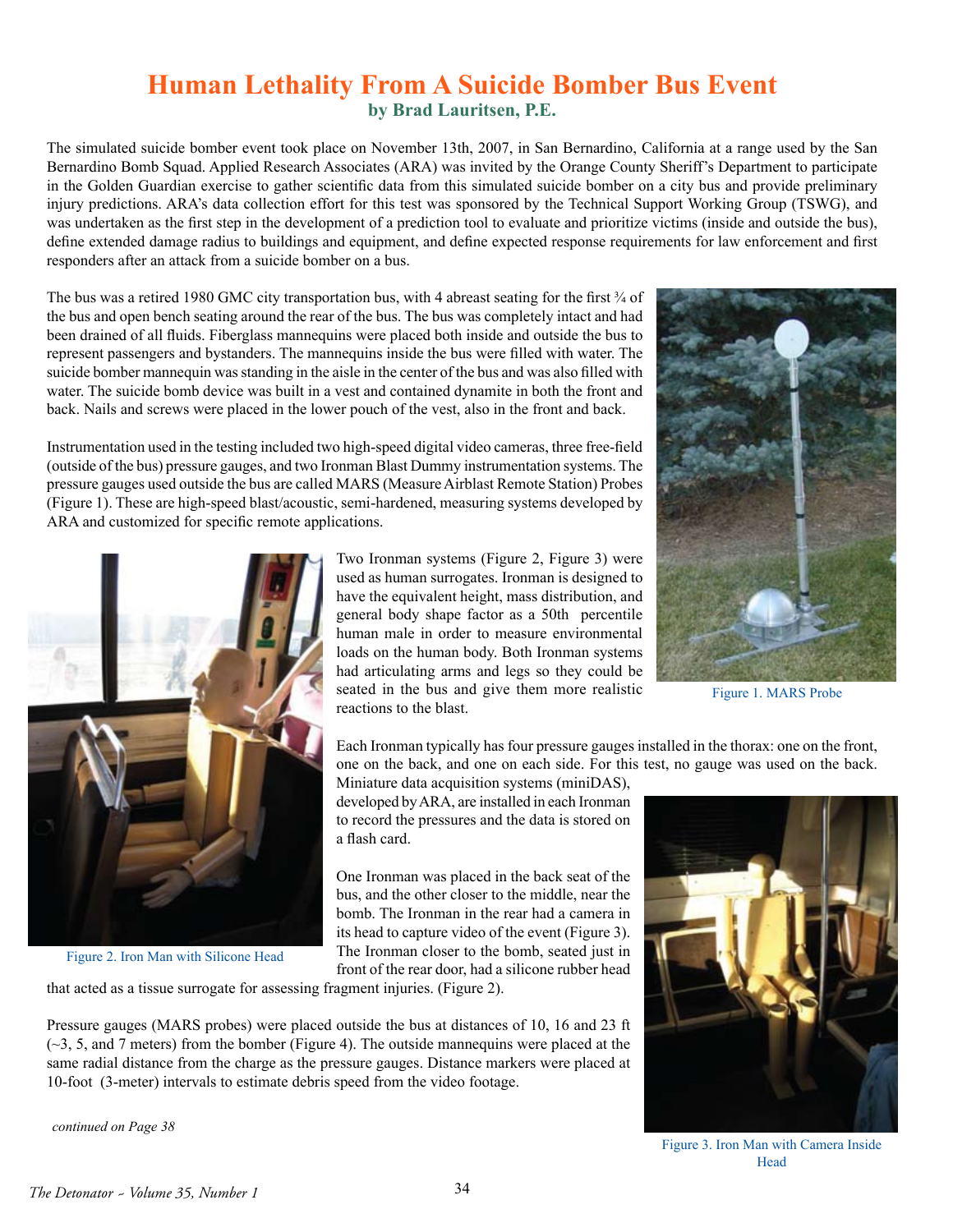# Human Lethality From A Suicide Bomber Bus Event

**by Brad Lauritsen, P.E.**

The simulated suicide bomber event took place on November 13th, 2007, in San Bernardino, California at a range used by the San Bernardino Bomb Squad. Applied Research Associates (ARA) was invited by the Orange County Sheriff's Department to participate in the Golden Guardian exercise to gather scientific data from this simulated suicide bomber on a city bus and provide preliminary injury predictions. ARA's data collection effort for this test was sponsored by the Technical Support Working Group (TSWG), and was undertaken as the first step in the development of a prediction tool to evaluate and prioritize victims (inside and outside the bus), define extended damage radius to buildings and equipment, and define expected response requirements for law enforcement and first responders after an attack from a suicide bomber on a bus.

The bus was a retired 1980 GMC city transportation bus, with 4 abreast seating for the first ¾ of the bus and open bench seating around the rear of the bus. The bus was completely intact and had been drained of all fluids. Fiberglass mannequins were placed both inside and outside the bus to represent passengers and bystanders. The mannequins inside the bus were filled with water. The suicide bomber mannequin was standing in the aisle in the center of the bus and was also filled with water. The suicide bomb device was built in a vest and contained dynamite in both the front and back. Nails and screws were placed in the lower pouch of the vest, also in the front and back.

Instrumentation used in the testing included two high-speed digital video cameras, three free-field (outside of the bus) pressure gauges, and two Ironman Blast Dummy instrumentation systems. The pressure gauges used outside the bus are called MARS (Measure Airblast Remote Station) Probes (Figure 1). These are high-speed blast/acoustic, semi-hardened, measuring systems developed by ARA and customized for specific remote applications.

Figure 1. MARS Probe

Two Ironman systems (Figure 2, Figure 3) were used as human surrogates. Ironman is designed to have the equivalent height, mass distribution, and general body shape factor as a 50th percentile human male in order to measure environmental loads on the human body. Both Ironman systems had articulating arms and legs so they could be seated in the bus and give them more realistic reactions to the blast.

Figure 2. Iron Man with Silicone Head

Each Ironman typically has four pressure gauges installed in the thorax: one on the front, one on the back, and one on each side. For this test, no gauge was used on the back. Miniature data acquisition systems (miniDAS), developed by ARA, are installed in each Ironman to record the pressures and the data is stored on a flash card.

One Ironman was placed in the back seat of the bus, and the other closer to the middle, near the bomb. The Ironman in the rear had a camera in its head to capture video of the event (Figure 3). The Ironman closer to the bomb, seated just in front of the rear door, had a silicone rubber head that acted as a tissue surrogate for assessing fragment injuries. (Figure 2).

Figure 3. Iron Man with Camera Inside Head

Pressure gauges (MARS probes) were placed outside the bus at distances of 10, 16 and 23 ft (~3, 5, and 7 meters) from the bomber (Figure 4). The outside mannequins were placed at the same radial distance from the charge as the pressure gauges. Distance markers were placed at 10-foot (3-meter) intervals to estimate debris speed from the video footage.

*continued on Page 38*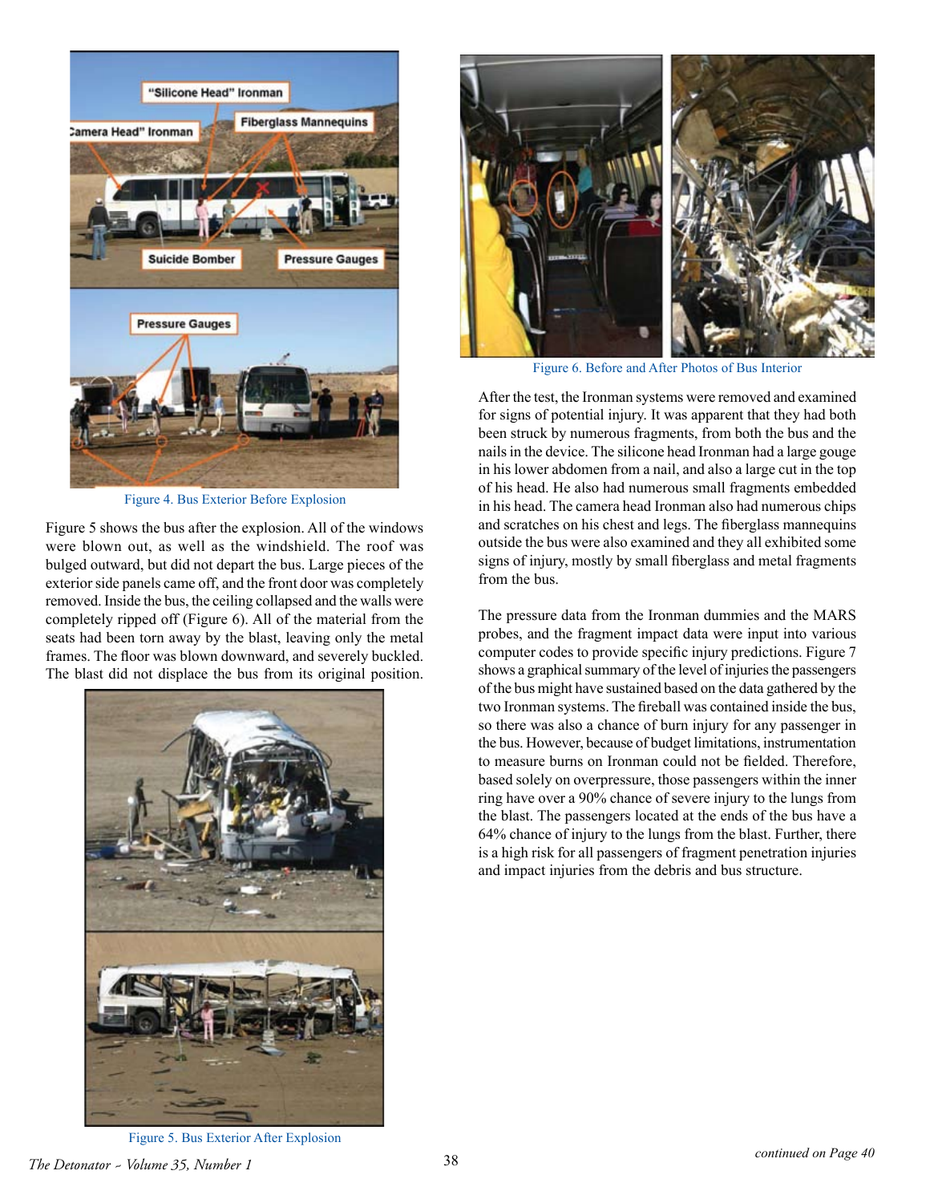Figure 4. Bus Exterior Before Explosion

Figure 5 shows the bus after the explosion. All of the windows were blown out, as well as the windshield. The roof was bulged outward, but did not depart the bus. Large pieces of the exterior side panels came off, and the front door was completely removed. Inside the bus, the ceiling collapsed and the walls were completely ripped off (Figure 6). All of the material from the seats had been torn away by the blast, leaving only the metal frames. The floor was blown downward, and severely buckled. The blast did not displace the bus from its original position.

Figure 5. Bus Exterior After Explosion

Figure 6. Before and After Photos of Bus Interior

After the test, the Ironman systems were removed and examined for signs of potential injury. It was apparent that they had both been struck by numerous fragments, from both the bus and the nails in the device. The silicone head Ironman had a large gouge in his lower abdomen from a nail, and also a large cut in the top of his head. He also had numerous small fragments embedded in his head. The camera head Ironman also had numerous chips and scratches on his chest and legs. The fiberglass mannequins outside the bus were also examined and they all exhibited some signs of injury, mostly by small fiberglass and metal fragments from the bus.

The pressure data from the Ironman dummies and the MARS probes, and the fragment impact data were input into various computer codes to provide specific injury predictions. Figure 7 shows a graphical summary of the level of injuries the passengers of the bus might have sustained based on the data gathered by the two Ironman systems. The fireball was contained inside the bus, so there was also a chance of burn injury for any passenger in the bus. However, because of budget limitations, instrumentation to measure burns on Ironman could not be fielded. Therefore, based solely on overpressure, those passengers within the inner ring have over a 90% chance of severe injury to the lungs from the blast. The passengers located at the ends of the bus have a 64% chance of injury to the lungs from the blast. Further, there is a high risk for all passengers of fragment penetration injuries and impact injuries from the debris and bus structure.

*continued on Page 40*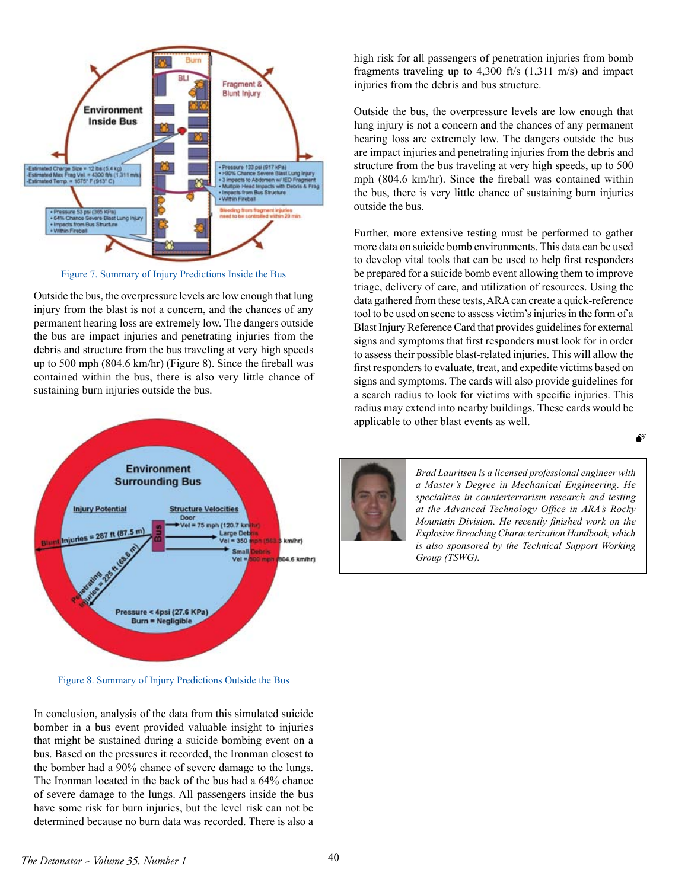Environment Inside Bus

Burn

BLI

Fragment & Blunt Injury

-Estimated Charge Size = 12 lbs (5.4 kg)
-Estimated Max Frag Vel. = 4300 ft/s (1,311 m/s)
-Estimated Temp. = 1675° F (913° C)

• Pressure 133 psi (917 kPa)
• >90% Chance Severe Blast Lung Injury
• 3 impacts to Abdomen w/ IED Fragment
• Multiple Head Impacts with Debris & Frag
• Impacts from Bus Structure
• Within Fireball

• Pressure 53 psi (365 KPa)
• 64% Chance Severe Blast Lung Injury
• Impacts from Bus Structure
• Within Fireball

Bleeding from fragment injuries need to be controlled within 20 min.

Figure 7. Summary of Injury Predictions Inside the Bus

Outside the bus, the overpressure levels are low enough that lung injury from the blast is not a concern, and the chances of any permanent hearing loss are extremely low. The dangers outside the bus are impact injuries and penetrating injuries from the debris and structure from the bus traveling at very high speeds up to 500 mph (804.6 km/hr) (Figure 8). Since the fireball was contained within the bus, there is also very little chance of sustaining burn injuries outside the bus.

Environment Surrounding Bus

Injury Potential

Structure Velocities

Door
Vel = 75 mph (120.7 km/hr)

Large Debris
Vel = 350 mph (563.3 km/hr)

Small Debris
Vel = 500 mph (804.6 km/hr)

Bus

Blunt Injuries = 287 ft (87.5 m)

Penetrating Injuries = 225 ft (68.6 m)

Pressure < 4psi (27.6 KPa)
Burn = Negligible

Figure 8. Summary of Injury Predictions Outside the Bus

In conclusion, analysis of the data from this simulated suicide bomber in a bus event provided valuable insight to injuries that might be sustained during a suicide bombing event on a bus. Based on the pressures it recorded, the Ironman closest to the bomber had a 90% chance of severe damage to the lungs. The Ironman located in the back of the bus had a 64% chance of severe damage to the lungs. All passengers inside the bus have some risk for burn injuries, but the level risk can not be determined because no burn data was recorded. There is also a high risk for all passengers of penetration injuries from bomb fragments traveling up to 4,300 ft/s (1,311 m/s) and impact injuries from the debris and bus structure.

Outside the bus, the overpressure levels are low enough that lung injury is not a concern and the chances of any permanent hearing loss are extremely low. The dangers outside the bus are impact injuries and penetrating injuries from the debris and structure from the bus traveling at very high speeds, up to 500 mph (804.6 km/hr). Since the fireball was contained within the bus, there is very little chance of sustaining burn injuries outside the bus.

Further, more extensive testing must be performed to gather more data on suicide bomb environments. This data can be used to develop vital tools that can be used to help first responders be prepared for a suicide bomb event allowing them to improve triage, delivery of care, and utilization of resources. Using the data gathered from these tests, ARA can create a quick-reference tool to be used on scene to assess victim's injuries in the form of a Blast Injury Reference Card that provides guidelines for external signs and symptoms that first responders must look for in order to assess their possible blast-related injuries. This will allow the first responders to evaluate, treat, and expedite victims based on signs and symptoms. The cards will also provide guidelines for a search radius to look for victims with specific injuries. This radius may extend into nearby buildings. These cards would be applicable to other blast events as well.

*Brad Lauritsen is a licensed professional engineer with a Master's Degree in Mechanical Engineering. He specializes in counterterrorism research and testing at the Advanced Technology Office in ARA's Rocky Mountain Division. He recently finished work on the Explosive Breaching Characterization Handbook, which is also sponsored by the Technical Support Working Group (TSWG).*